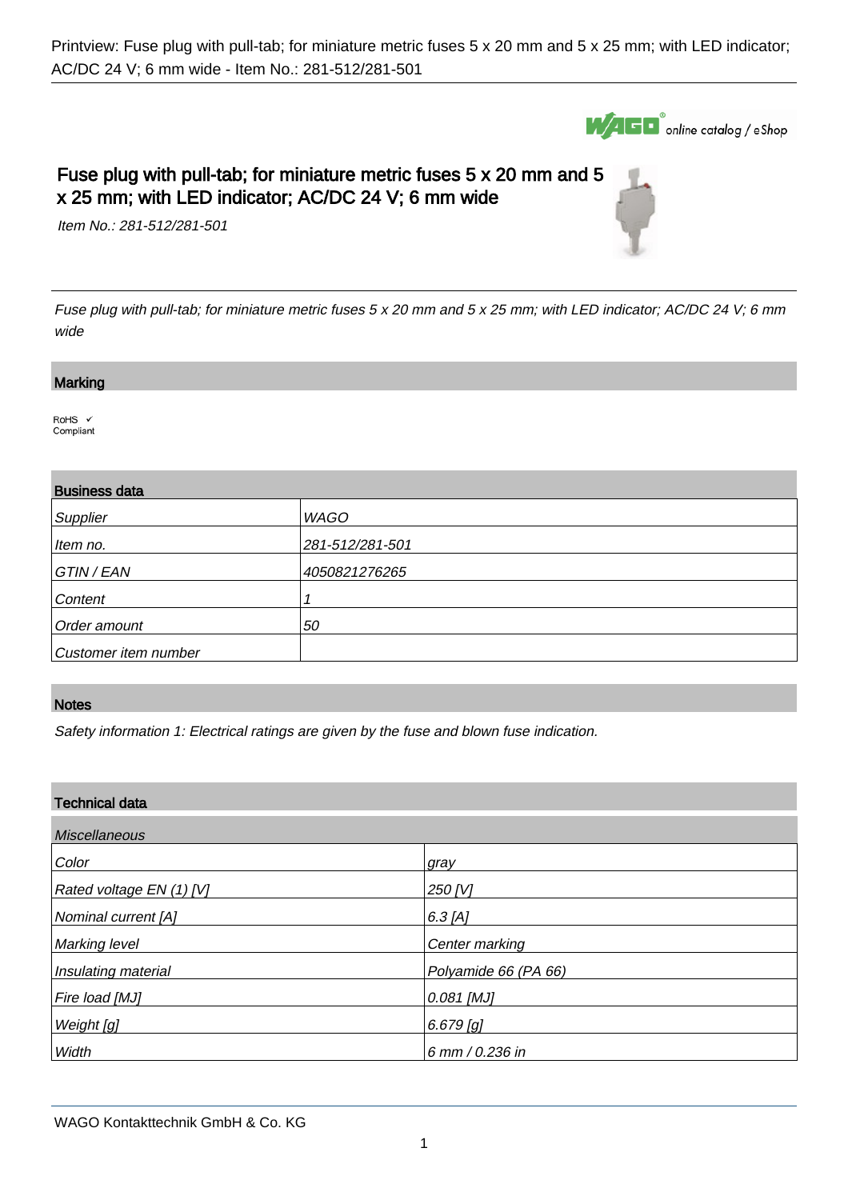# Fuse plug with pull-tab; for miniature metric fuses 5 x 20 mm and 5 x 25 mm; with LED indicator; AC/DC 24 V; 6 mm wide

*Item No.: 281-512/281-501*

*Fuse plug with pull-tab; for miniature metric fuses 5 x 20 mm and 5 x 25 mm; with LED indicator; AC/DC 24 V; 6 mm wide*

## Marking

RoHS ✓
Compliant

## Business data

| | |
|---|---|
| *Supplier* | *WAGO* |
| *Item no.* | *281-512/281-501* |
| *GTIN / EAN* | *4050821276265* |
| *Content* | *1* |
| *Order amount* | *50* |
| *Customer item number* | |

## Notes

*Safety information 1: Electrical ratings are given by the fuse and blown fuse indication.*

## Technical data

| *Miscellaneous* | |
|---|---|
| *Color* | *gray* |
| *Rated voltage EN (1) [V]* | *250 [V]* |
| *Nominal current [A]* | *6.3 [A]* |
| *Marking level* | *Center marking* |
| *Insulating material* | *Polyamide 66 (PA 66)* |
| *Fire load [MJ]* | *0.081 [MJ]* |
| *Weight [g]* | *6.679 [g]* |
| *Width* | *6 mm / 0.236 in* |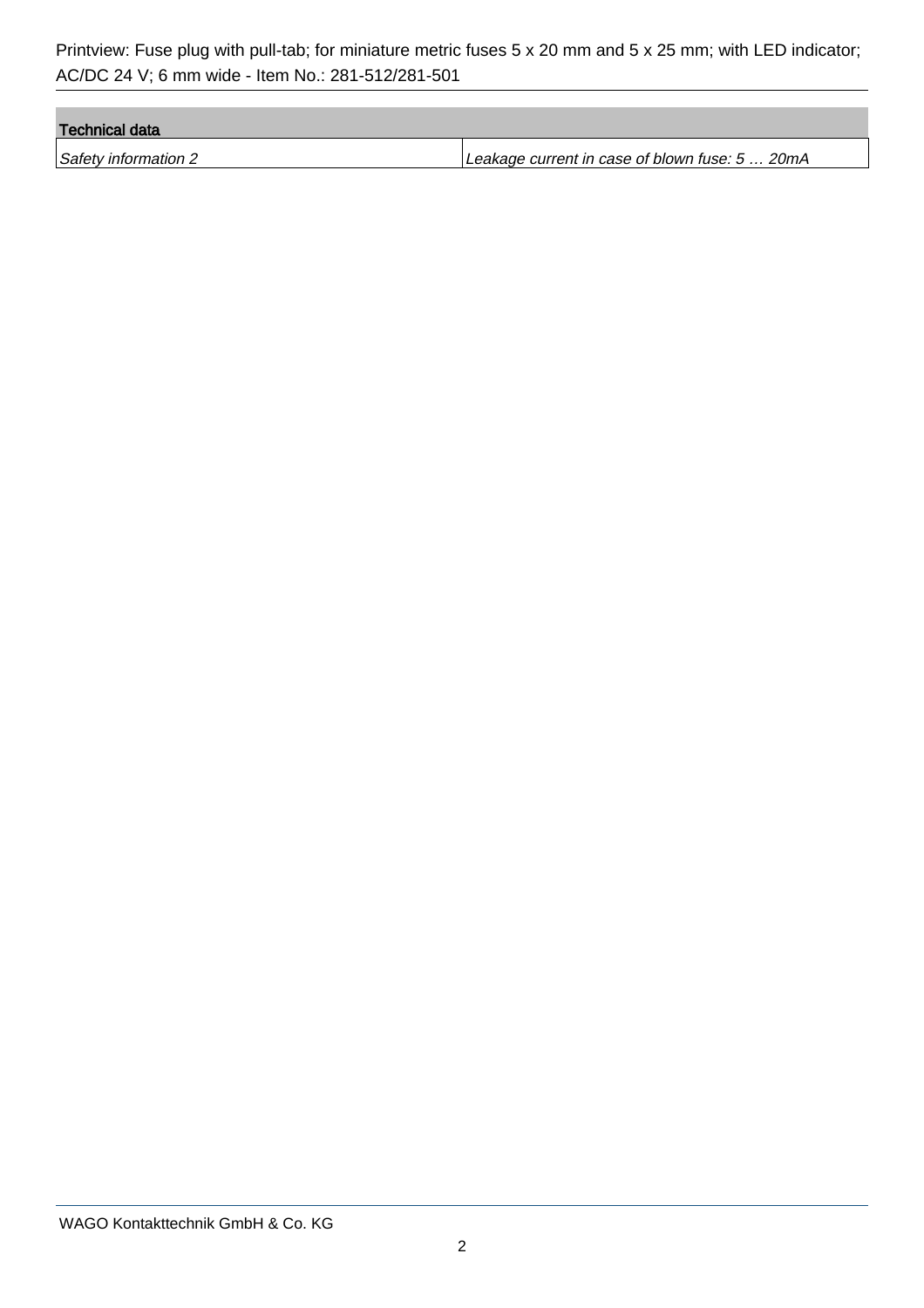| Technical data | |
| --- | --- |
| *Safety information 2* | *Leakage current in case of blown fuse: 5 … 20mA* |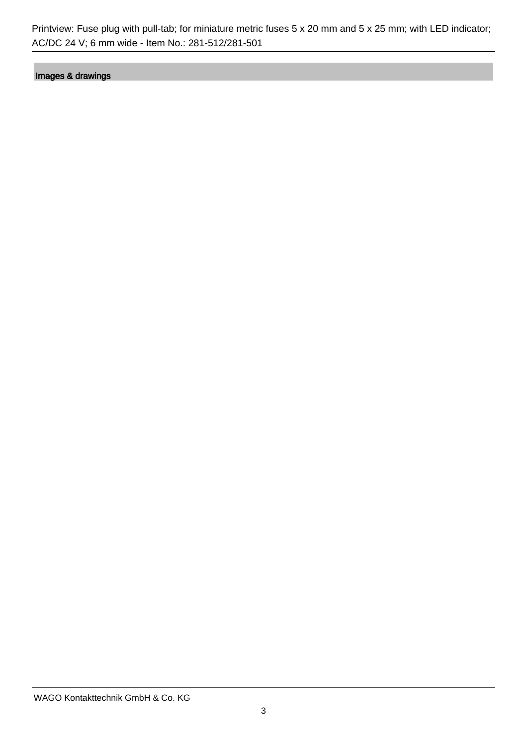## Images & drawings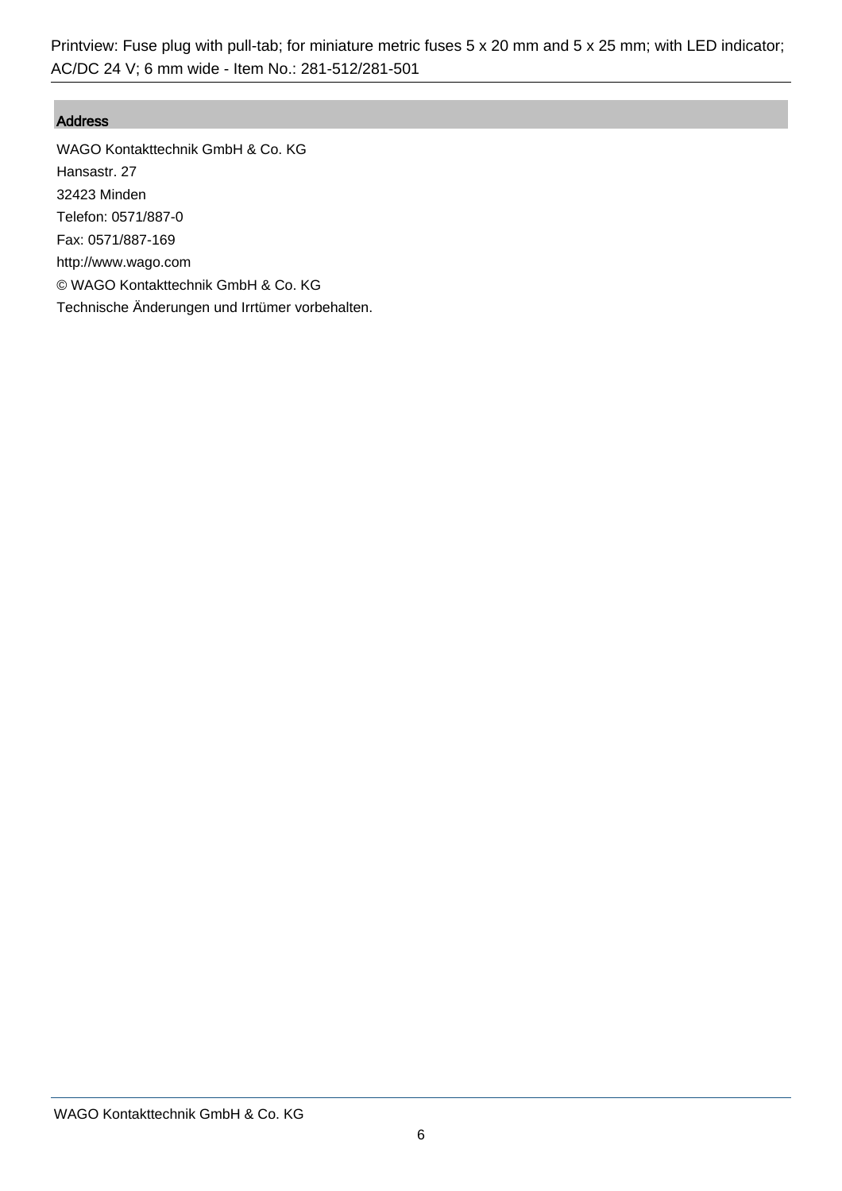## Address

WAGO Kontakttechnik GmbH & Co. KG
Hansastr. 27
32423 Minden
Telefon: 0571/887-0
Fax: 0571/887-169
http://www.wago.com
© WAGO Kontakttechnik GmbH & Co. KG
Technische Änderungen und Irrtümer vorbehalten.